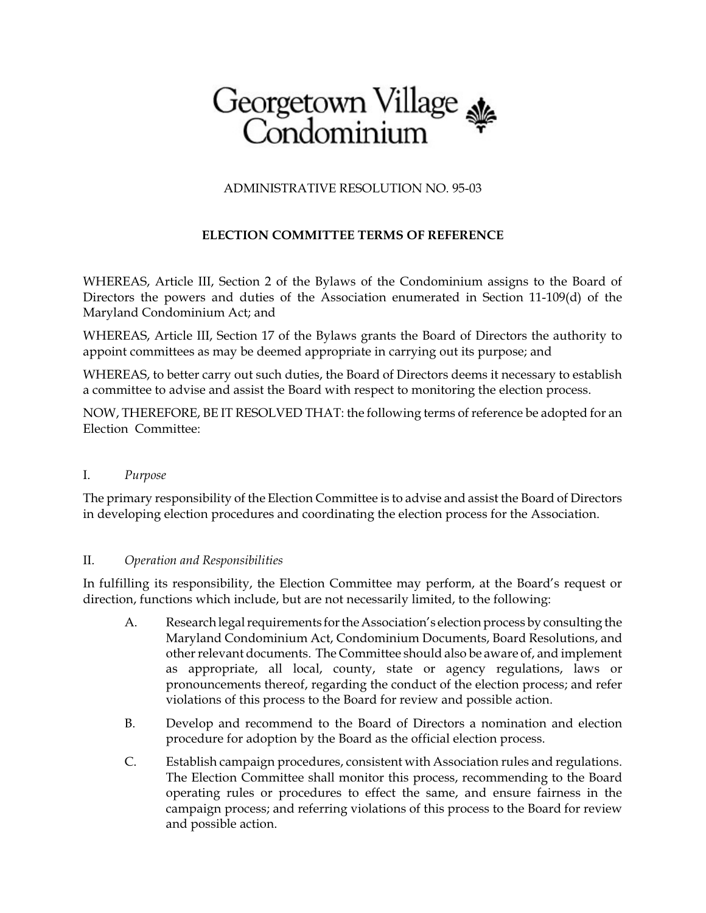# Georgetown Village Condominium

ADMINISTRATIVE RESOLUTION NO. 95-03

**ELECTION COMMITTEE TERMS OF REFERENCE**

WHEREAS, Article III, Section 2 of the Bylaws of the Condominium assigns to the Board of Directors the powers and duties of the Association enumerated in Section 11-109(d) of the Maryland Condominium Act; and

WHEREAS, Article III, Section 17 of the Bylaws grants the Board of Directors the authority to appoint committees as may be deemed appropriate in carrying out its purpose; and

WHEREAS, to better carry out such duties, the Board of Directors deems it necessary to establish a committee to advise and assist the Board with respect to monitoring the election process.

NOW, THEREFORE, BE IT RESOLVED THAT: the following terms of reference be adopted for an Election Committee:

## I. *Purpose*

The primary responsibility of the Election Committee is to advise and assist the Board of Directors in developing election procedures and coordinating the election process for the Association.

## II. *Operation and Responsibilities*

In fulfilling its responsibility, the Election Committee may perform, at the Board's request or direction, functions which include, but are not necessarily limited, to the following:

A. Research legal requirements for the Association's election process by consulting the Maryland Condominium Act, Condominium Documents, Board Resolutions, and other relevant documents. The Committee should also be aware of, and implement as appropriate, all local, county, state or agency regulations, laws or pronouncements thereof, regarding the conduct of the election process; and refer violations of this process to the Board for review and possible action.

B. Develop and recommend to the Board of Directors a nomination and election procedure for adoption by the Board as the official election process.

C. Establish campaign procedures, consistent with Association rules and regulations. The Election Committee shall monitor this process, recommending to the Board operating rules or procedures to effect the same, and ensure fairness in the campaign process; and referring violations of this process to the Board for review and possible action.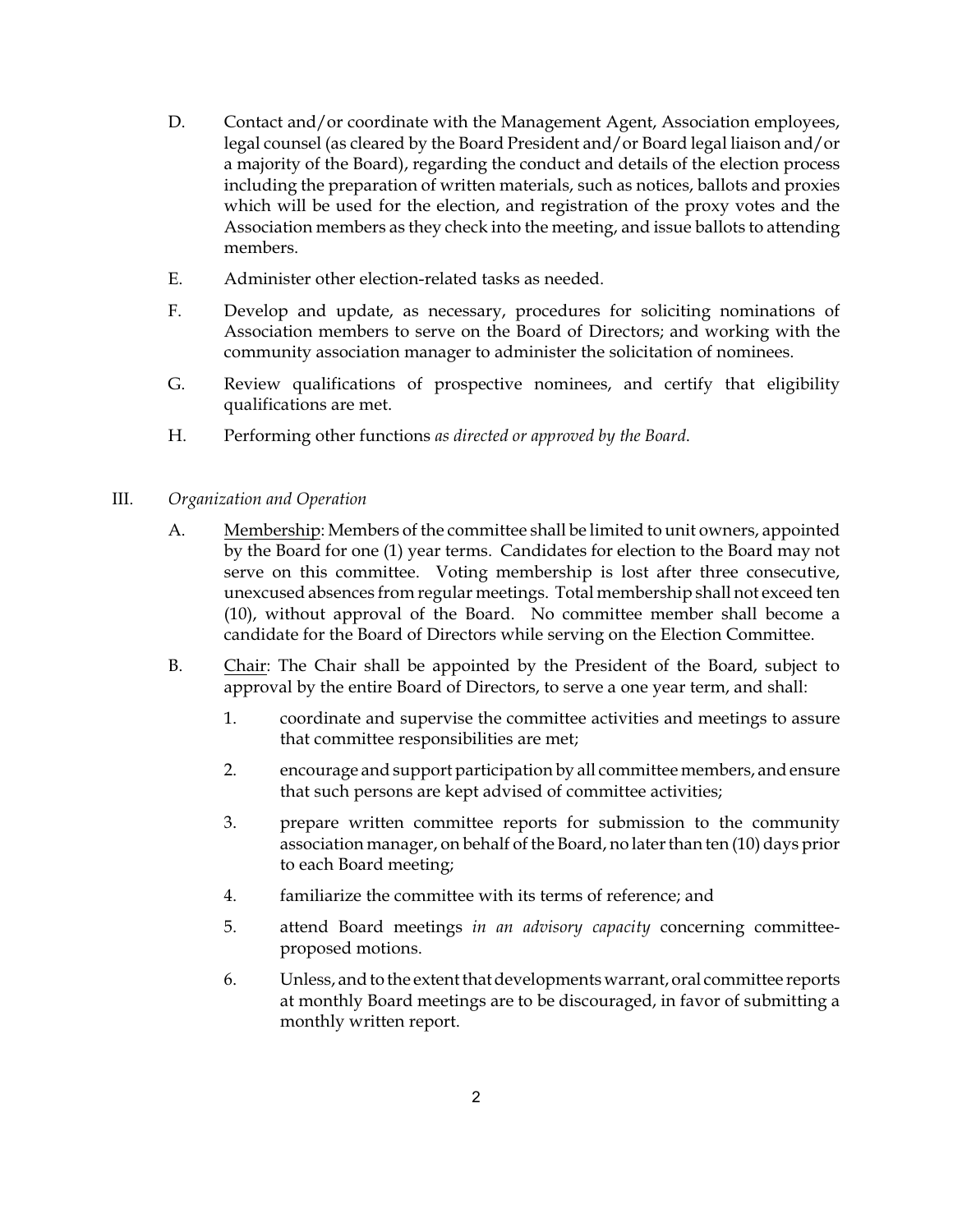D. Contact and/or coordinate with the Management Agent, Association employees, legal counsel (as cleared by the Board President and/or Board legal liaison and/or a majority of the Board), regarding the conduct and details of the election process including the preparation of written materials, such as notices, ballots and proxies which will be used for the election, and registration of the proxy votes and the Association members as they check into the meeting, and issue ballots to attending members.

E. Administer other election-related tasks as needed.

F. Develop and update, as necessary, procedures for soliciting nominations of Association members to serve on the Board of Directors; and working with the community association manager to administer the solicitation of nominees.

G. Review qualifications of prospective nominees, and certify that eligibility qualifications are met.

H. Performing other functions *as directed or approved by the Board*.

III. *Organization and Operation*

A. <u>Membership</u>: Members of the committee shall be limited to unit owners, appointed by the Board for one (1) year terms. Candidates for election to the Board may not serve on this committee. Voting membership is lost after three consecutive, unexcused absences from regular meetings. Total membership shall not exceed ten (10), without approval of the Board. No committee member shall become a candidate for the Board of Directors while serving on the Election Committee.

B. <u>Chair</u>: The Chair shall be appointed by the President of the Board, subject to approval by the entire Board of Directors, to serve a one year term, and shall:

1. coordinate and supervise the committee activities and meetings to assure that committee responsibilities are met;

2. encourage and support participation by all committee members, and ensure that such persons are kept advised of committee activities;

3. prepare written committee reports for submission to the community association manager, on behalf of the Board, no later than ten (10) days prior to each Board meeting;

4. familiarize the committee with its terms of reference; and

5. attend Board meetings *in an advisory capacity* concerning committee-proposed motions.

6. Unless, and to the extent that developments warrant, oral committee reports at monthly Board meetings are to be discouraged, in favor of submitting a monthly written report.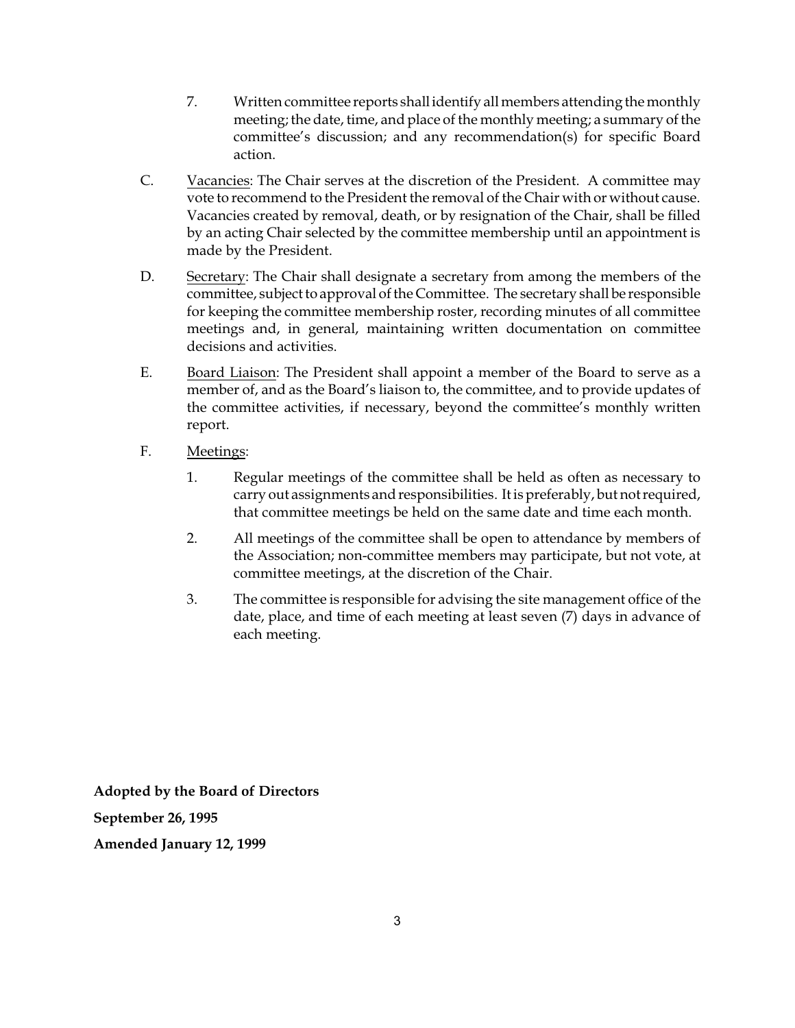7. Written committee reports shall identify all members attending the monthly meeting; the date, time, and place of the monthly meeting; a summary of the committee's discussion; and any recommendation(s) for specific Board action.

C. Vacancies: The Chair serves at the discretion of the President. A committee may vote to recommend to the President the removal of the Chair with or without cause. Vacancies created by removal, death, or by resignation of the Chair, shall be filled by an acting Chair selected by the committee membership until an appointment is made by the President.

D. Secretary: The Chair shall designate a secretary from among the members of the committee, subject to approval of the Committee. The secretary shall be responsible for keeping the committee membership roster, recording minutes of all committee meetings and, in general, maintaining written documentation on committee decisions and activities.

E. Board Liaison: The President shall appoint a member of the Board to serve as a member of, and as the Board's liaison to, the committee, and to provide updates of the committee activities, if necessary, beyond the committee's monthly written report.

F. Meetings:

1. Regular meetings of the committee shall be held as often as necessary to carry out assignments and responsibilities. It is preferably, but not required, that committee meetings be held on the same date and time each month.

2. All meetings of the committee shall be open to attendance by members of the Association; non-committee members may participate, but not vote, at committee meetings, at the discretion of the Chair.

3. The committee is responsible for advising the site management office of the date, place, and time of each meeting at least seven (7) days in advance of each meeting.

**Adopted by the Board of Directors**

**September 26, 1995**

**Amended January 12, 1999**